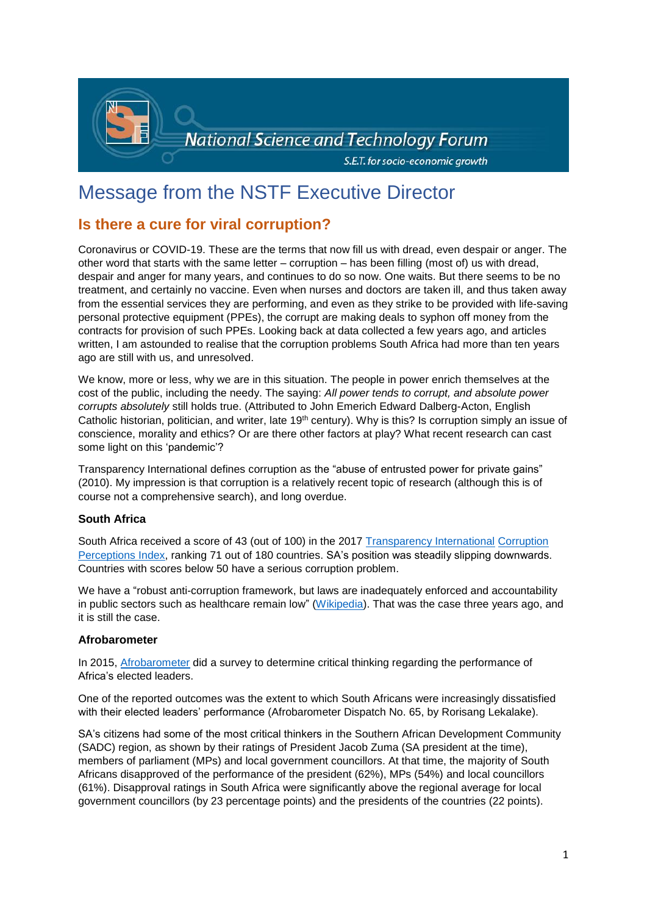National Science and Technology Forum

S.E.T. for socio-economic growth

# Message from the NSTF Executive Director

## Is there a cure for viral corruption?

Coronavirus or COVID-19. These are the terms that now fill us with dread, even despair or anger. The other word that starts with the same letter – corruption – has been filling (most of) us with dread, despair and anger for many years, and continues to do so now. One waits. But there seems to be no treatment, and certainly no vaccine. Even when nurses and doctors are taken ill, and thus taken away from the essential services they are performing, and even as they strike to be provided with life-saving personal protective equipment (PPEs), the corrupt are making deals to syphon off money from the contracts for provision of such PPEs. Looking back at data collected a few years ago, and articles written, I am astounded to realise that the corruption problems South Africa had more than ten years ago are still with us, and unresolved.

We know, more or less, why we are in this situation. The people in power enrich themselves at the cost of the public, including the needy. The saying: *All power tends to corrupt, and absolute power corrupts absolutely* still holds true. (Attributed to John Emerich Edward Dalberg-Acton, English Catholic historian, politician, and writer, late 19th century). Why is this? Is corruption simply an issue of conscience, morality and ethics? Or are there other factors at play? What recent research can cast some light on this 'pandemic'?

Transparency International defines corruption as the "abuse of entrusted power for private gains" (2010). My impression is that corruption is a relatively recent topic of research (although this is of course not a comprehensive search), and long overdue.

### South Africa

South Africa received a score of 43 (out of 100) in the 2017 Transparency International Corruption Perceptions Index, ranking 71 out of 180 countries. SA's position was steadily slipping downwards. Countries with scores below 50 have a serious corruption problem.

We have a "robust anti-corruption framework, but laws are inadequately enforced and accountability in public sectors such as healthcare remain low" (Wikipedia). That was the case three years ago, and it is still the case.

### Afrobarometer

In 2015, Afrobarometer did a survey to determine critical thinking regarding the performance of Africa's elected leaders.

One of the reported outcomes was the extent to which South Africans were increasingly dissatisfied with their elected leaders' performance (Afrobarometer Dispatch No. 65, by Rorisang Lekalake).

SA's citizens had some of the most critical thinkers in the Southern African Development Community (SADC) region, as shown by their ratings of President Jacob Zuma (SA president at the time), members of parliament (MPs) and local government councillors. At that time, the majority of South Africans disapproved of the performance of the president (62%), MPs (54%) and local councillors (61%). Disapproval ratings in South Africa were significantly above the regional average for local government councillors (by 23 percentage points) and the presidents of the countries (22 points).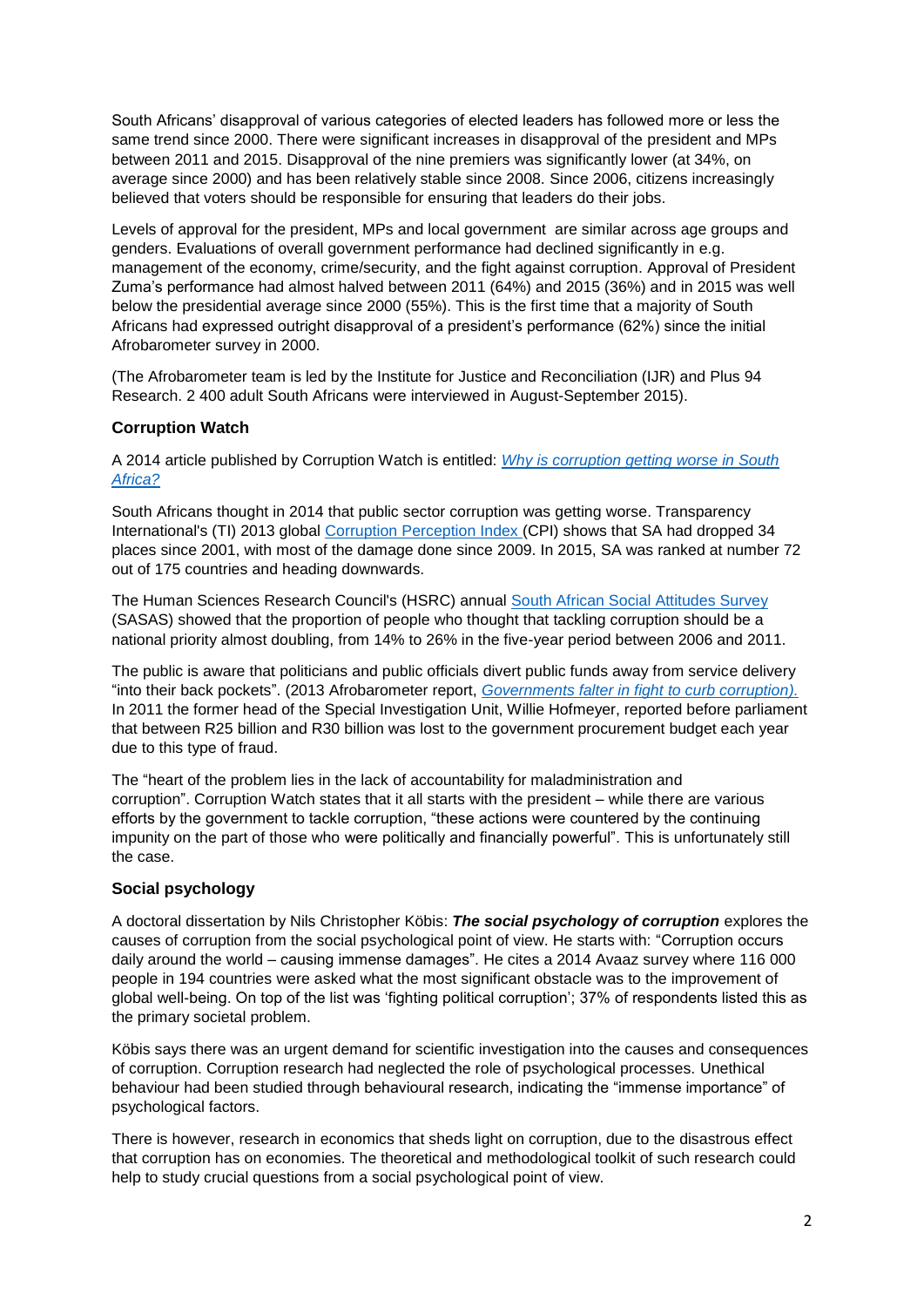South Africans' disapproval of various categories of elected leaders has followed more or less the same trend since 2000. There were significant increases in disapproval of the president and MPs between 2011 and 2015. Disapproval of the nine premiers was significantly lower (at 34%, on average since 2000) and has been relatively stable since 2008. Since 2006, citizens increasingly believed that voters should be responsible for ensuring that leaders do their jobs.

Levels of approval for the president, MPs and local government are similar across age groups and genders. Evaluations of overall government performance had declined significantly in e.g. management of the economy, crime/security, and the fight against corruption. Approval of President Zuma's performance had almost halved between 2011 (64%) and 2015 (36%) and in 2015 was well below the presidential average since 2000 (55%). This is the first time that a majority of South Africans had expressed outright disapproval of a president's performance (62%) since the initial Afrobarometer survey in 2000.

(The Afrobarometer team is led by the Institute for Justice and Reconciliation (IJR) and Plus 94 Research. 2 400 adult South Africans were interviewed in August-September 2015).

### Corruption Watch

A 2014 article published by Corruption Watch is entitled: *Why is corruption getting worse in South Africa?*

South Africans thought in 2014 that public sector corruption was getting worse. Transparency International's (TI) 2013 global Corruption Perception Index (CPI) shows that SA had dropped 34 places since 2001, with most of the damage done since 2009. In 2015, SA was ranked at number 72 out of 175 countries and heading downwards.

The Human Sciences Research Council's (HSRC) annual South African Social Attitudes Survey (SASAS) showed that the proportion of people who thought that tackling corruption should be a national priority almost doubling, from 14% to 26% in the five-year period between 2006 and 2011.

The public is aware that politicians and public officials divert public funds away from service delivery "into their back pockets". (2013 Afrobarometer report, *Governments falter in fight to curb corruption).* In 2011 the former head of the Special Investigation Unit, Willie Hofmeyer, reported before parliament that between R25 billion and R30 billion was lost to the government procurement budget each year due to this type of fraud.

The "heart of the problem lies in the lack of accountability for maladministration and corruption". Corruption Watch states that it all starts with the president – while there are various efforts by the government to tackle corruption, "these actions were countered by the continuing impunity on the part of those who were politically and financially powerful". This is unfortunately still the case.

### Social psychology

A doctoral dissertation by Nils Christopher Köbis: ***The social psychology of corruption*** explores the causes of corruption from the social psychological point of view. He starts with: "Corruption occurs daily around the world – causing immense damages". He cites a 2014 Avaaz survey where 116 000 people in 194 countries were asked what the most significant obstacle was to the improvement of global well-being. On top of the list was 'fighting political corruption'; 37% of respondents listed this as the primary societal problem.

Köbis says there was an urgent demand for scientific investigation into the causes and consequences of corruption. Corruption research had neglected the role of psychological processes. Unethical behaviour had been studied through behavioural research, indicating the "immense importance" of psychological factors.

There is however, research in economics that sheds light on corruption, due to the disastrous effect that corruption has on economies. The theoretical and methodological toolkit of such research could help to study crucial questions from a social psychological point of view.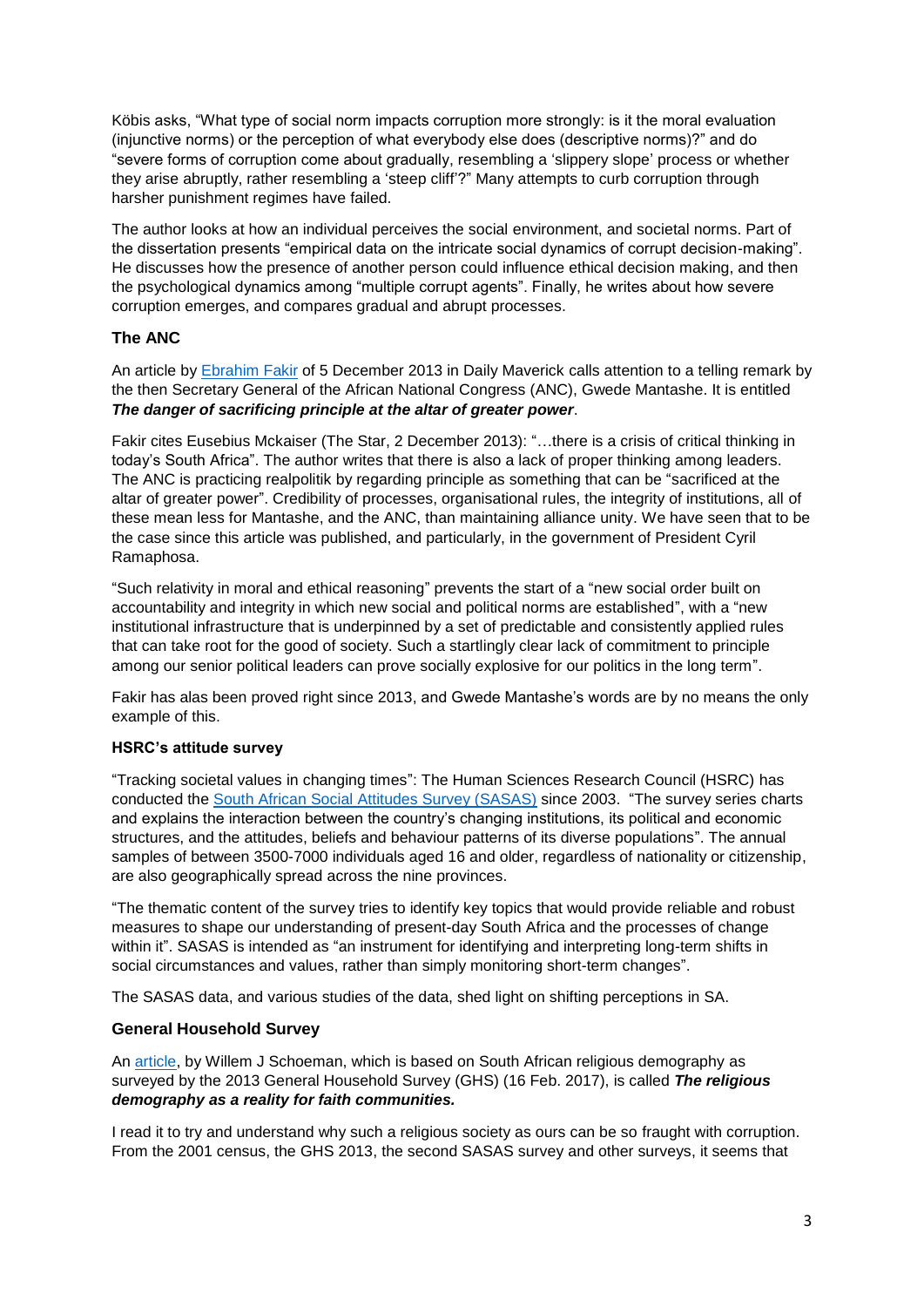Köbis asks, "What type of social norm impacts corruption more strongly: is it the moral evaluation (injunctive norms) or the perception of what everybody else does (descriptive norms)?" and do "severe forms of corruption come about gradually, resembling a 'slippery slope' process or whether they arise abruptly, rather resembling a 'steep cliff'?" Many attempts to curb corruption through harsher punishment regimes have failed.

The author looks at how an individual perceives the social environment, and societal norms. Part of the dissertation presents "empirical data on the intricate social dynamics of corrupt decision-making". He discusses how the presence of another person could influence ethical decision making, and then the psychological dynamics among "multiple corrupt agents". Finally, he writes about how severe corruption emerges, and compares gradual and abrupt processes.

## The ANC

An article by Ebrahim Fakir of 5 December 2013 in Daily Maverick calls attention to a telling remark by the then Secretary General of the African National Congress (ANC), Gwede Mantashe. It is entitled ***The danger of sacrificing principle at the altar of greater power***.

Fakir cites Eusebius Mckaiser (The Star, 2 December 2013): "…there is a crisis of critical thinking in today's South Africa". The author writes that there is also a lack of proper thinking among leaders. The ANC is practicing realpolitik by regarding principle as something that can be "sacrificed at the altar of greater power". Credibility of processes, organisational rules, the integrity of institutions, all of these mean less for Mantashe, and the ANC, than maintaining alliance unity. We have seen that to be the case since this article was published, and particularly, in the government of President Cyril Ramaphosa.

"Such relativity in moral and ethical reasoning" prevents the start of a "new social order built on accountability and integrity in which new social and political norms are established", with a "new institutional infrastructure that is underpinned by a set of predictable and consistently applied rules that can take root for the good of society. Such a startlingly clear lack of commitment to principle among our senior political leaders can prove socially explosive for our politics in the long term".

Fakir has alas been proved right since 2013, and Gwede Mantashe's words are by no means the only example of this.

### HSRC's attitude survey

"Tracking societal values in changing times": The Human Sciences Research Council (HSRC) has conducted the South African Social Attitudes Survey (SASAS) since 2003. "The survey series charts and explains the interaction between the country's changing institutions, its political and economic structures, and the attitudes, beliefs and behaviour patterns of its diverse populations". The annual samples of between 3500-7000 individuals aged 16 and older, regardless of nationality or citizenship, are also geographically spread across the nine provinces.

"The thematic content of the survey tries to identify key topics that would provide reliable and robust measures to shape our understanding of present-day South Africa and the processes of change within it". SASAS is intended as "an instrument for identifying and interpreting long-term shifts in social circumstances and values, rather than simply monitoring short-term changes".

The SASAS data, and various studies of the data, shed light on shifting perceptions in SA.

## General Household Survey

An article, by Willem J Schoeman, which is based on South African religious demography as surveyed by the 2013 General Household Survey (GHS) (16 Feb. 2017), is called ***The religious demography as a reality for faith communities.***

I read it to try and understand why such a religious society as ours can be so fraught with corruption. From the 2001 census, the GHS 2013, the second SASAS survey and other surveys, it seems that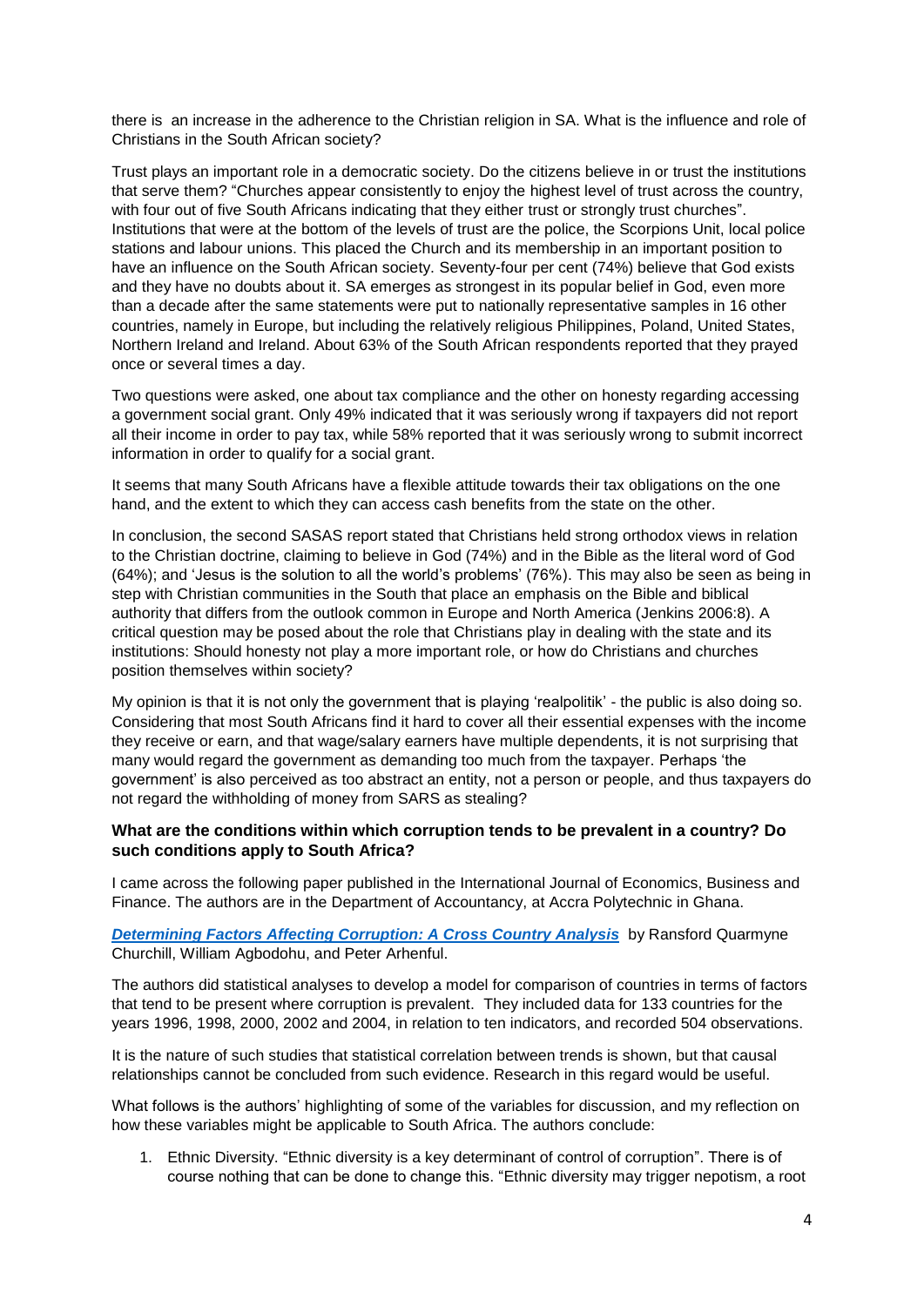there is an increase in the adherence to the Christian religion in SA. What is the influence and role of Christians in the South African society?

Trust plays an important role in a democratic society. Do the citizens believe in or trust the institutions that serve them? "Churches appear consistently to enjoy the highest level of trust across the country, with four out of five South Africans indicating that they either trust or strongly trust churches". Institutions that were at the bottom of the levels of trust are the police, the Scorpions Unit, local police stations and labour unions. This placed the Church and its membership in an important position to have an influence on the South African society. Seventy-four per cent (74%) believe that God exists and they have no doubts about it. SA emerges as strongest in its popular belief in God, even more than a decade after the same statements were put to nationally representative samples in 16 other countries, namely in Europe, but including the relatively religious Philippines, Poland, United States, Northern Ireland and Ireland. About 63% of the South African respondents reported that they prayed once or several times a day.

Two questions were asked, one about tax compliance and the other on honesty regarding accessing a government social grant. Only 49% indicated that it was seriously wrong if taxpayers did not report all their income in order to pay tax, while 58% reported that it was seriously wrong to submit incorrect information in order to qualify for a social grant.

It seems that many South Africans have a flexible attitude towards their tax obligations on the one hand, and the extent to which they can access cash benefits from the state on the other.

In conclusion, the second SASAS report stated that Christians held strong orthodox views in relation to the Christian doctrine, claiming to believe in God (74%) and in the Bible as the literal word of God (64%); and 'Jesus is the solution to all the world's problems' (76%). This may also be seen as being in step with Christian communities in the South that place an emphasis on the Bible and biblical authority that differs from the outlook common in Europe and North America (Jenkins 2006:8). A critical question may be posed about the role that Christians play in dealing with the state and its institutions: Should honesty not play a more important role, or how do Christians and churches position themselves within society?

My opinion is that it is not only the government that is playing 'realpolitik' - the public is also doing so. Considering that most South Africans find it hard to cover all their essential expenses with the income they receive or earn, and that wage/salary earners have multiple dependents, it is not surprising that many would regard the government as demanding too much from the taxpayer. Perhaps 'the government' is also perceived as too abstract an entity, not a person or people, and thus taxpayers do not regard the withholding of money from SARS as stealing?

**What are the conditions within which corruption tends to be prevalent in a country? Do such conditions apply to South Africa?**

I came across the following paper published in the International Journal of Economics, Business and Finance. The authors are in the Department of Accountancy, at Accra Polytechnic in Ghana.

***Determining Factors Affecting Corruption: A Cross Country Analysis*** by Ransford Quarmyne Churchill, William Agbodohu, and Peter Arhenful.

The authors did statistical analyses to develop a model for comparison of countries in terms of factors that tend to be present where corruption is prevalent. They included data for 133 countries for the years 1996, 1998, 2000, 2002 and 2004, in relation to ten indicators, and recorded 504 observations.

It is the nature of such studies that statistical correlation between trends is shown, but that causal relationships cannot be concluded from such evidence. Research in this regard would be useful.

What follows is the authors' highlighting of some of the variables for discussion, and my reflection on how these variables might be applicable to South Africa. The authors conclude:

1. Ethnic Diversity. "Ethnic diversity is a key determinant of control of corruption". There is of course nothing that can be done to change this. "Ethnic diversity may trigger nepotism, a root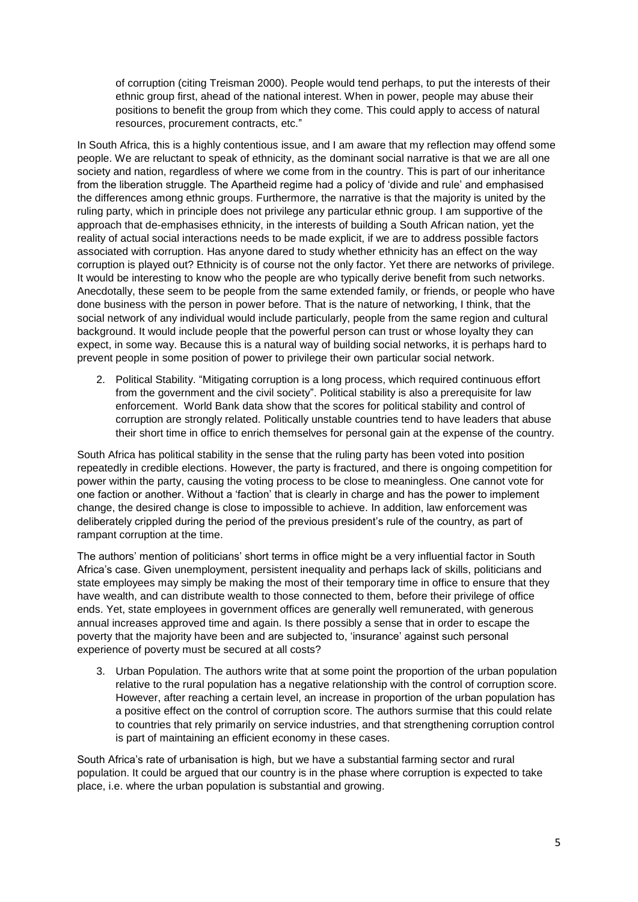of corruption (citing Treisman 2000). People would tend perhaps, to put the interests of their ethnic group first, ahead of the national interest. When in power, people may abuse their positions to benefit the group from which they come. This could apply to access of natural resources, procurement contracts, etc."

In South Africa, this is a highly contentious issue, and I am aware that my reflection may offend some people. We are reluctant to speak of ethnicity, as the dominant social narrative is that we are all one society and nation, regardless of where we come from in the country. This is part of our inheritance from the liberation struggle. The Apartheid regime had a policy of 'divide and rule' and emphasised the differences among ethnic groups. Furthermore, the narrative is that the majority is united by the ruling party, which in principle does not privilege any particular ethnic group. I am supportive of the approach that de-emphasises ethnicity, in the interests of building a South African nation, yet the reality of actual social interactions needs to be made explicit, if we are to address possible factors associated with corruption. Has anyone dared to study whether ethnicity has an effect on the way corruption is played out? Ethnicity is of course not the only factor. Yet there are networks of privilege. It would be interesting to know who the people are who typically derive benefit from such networks. Anecdotally, these seem to be people from the same extended family, or friends, or people who have done business with the person in power before. That is the nature of networking, I think, that the social network of any individual would include particularly, people from the same region and cultural background. It would include people that the powerful person can trust or whose loyalty they can expect, in some way. Because this is a natural way of building social networks, it is perhaps hard to prevent people in some position of power to privilege their own particular social network.

2. Political Stability. "Mitigating corruption is a long process, which required continuous effort from the government and the civil society". Political stability is also a prerequisite for law enforcement. World Bank data show that the scores for political stability and control of corruption are strongly related. Politically unstable countries tend to have leaders that abuse their short time in office to enrich themselves for personal gain at the expense of the country.

South Africa has political stability in the sense that the ruling party has been voted into position repeatedly in credible elections. However, the party is fractured, and there is ongoing competition for power within the party, causing the voting process to be close to meaningless. One cannot vote for one faction or another. Without a 'faction' that is clearly in charge and has the power to implement change, the desired change is close to impossible to achieve. In addition, law enforcement was deliberately crippled during the period of the previous president's rule of the country, as part of rampant corruption at the time.

The authors' mention of politicians' short terms in office might be a very influential factor in South Africa's case. Given unemployment, persistent inequality and perhaps lack of skills, politicians and state employees may simply be making the most of their temporary time in office to ensure that they have wealth, and can distribute wealth to those connected to them, before their privilege of office ends. Yet, state employees in government offices are generally well remunerated, with generous annual increases approved time and again. Is there possibly a sense that in order to escape the poverty that the majority have been and are subjected to, 'insurance' against such personal experience of poverty must be secured at all costs?

3. Urban Population. The authors write that at some point the proportion of the urban population relative to the rural population has a negative relationship with the control of corruption score. However, after reaching a certain level, an increase in proportion of the urban population has a positive effect on the control of corruption score. The authors surmise that this could relate to countries that rely primarily on service industries, and that strengthening corruption control is part of maintaining an efficient economy in these cases.

South Africa's rate of urbanisation is high, but we have a substantial farming sector and rural population. It could be argued that our country is in the phase where corruption is expected to take place, i.e. where the urban population is substantial and growing.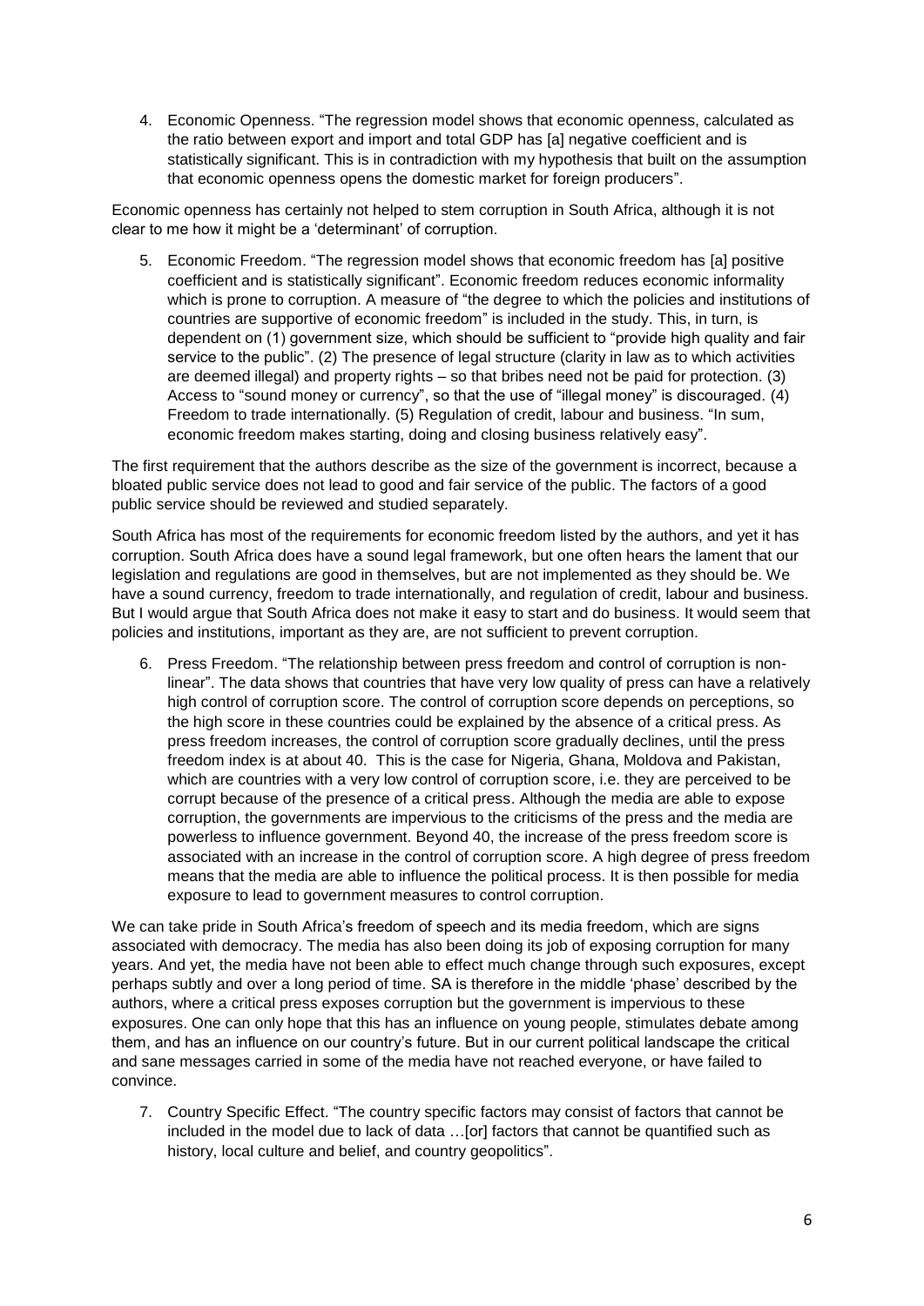4. Economic Openness. “The regression model shows that economic openness, calculated as the ratio between export and import and total GDP has [a] negative coefficient and is statistically significant. This is in contradiction with my hypothesis that built on the assumption that economic openness opens the domestic market for foreign producers”.

Economic openness has certainly not helped to stem corruption in South Africa, although it is not clear to me how it might be a ‘determinant’ of corruption.

5. Economic Freedom. “The regression model shows that economic freedom has [a] positive coefficient and is statistically significant”. Economic freedom reduces economic informality which is prone to corruption. A measure of “the degree to which the policies and institutions of countries are supportive of economic freedom” is included in the study. This, in turn, is dependent on (1) government size, which should be sufficient to “provide high quality and fair service to the public”. (2) The presence of legal structure (clarity in law as to which activities are deemed illegal) and property rights – so that bribes need not be paid for protection. (3) Access to “sound money or currency”, so that the use of “illegal money” is discouraged. (4) Freedom to trade internationally. (5) Regulation of credit, labour and business. “In sum, economic freedom makes starting, doing and closing business relatively easy”.

The first requirement that the authors describe as the size of the government is incorrect, because a bloated public service does not lead to good and fair service of the public. The factors of a good public service should be reviewed and studied separately.

South Africa has most of the requirements for economic freedom listed by the authors, and yet it has corruption. South Africa does have a sound legal framework, but one often hears the lament that our legislation and regulations are good in themselves, but are not implemented as they should be. We have a sound currency, freedom to trade internationally, and regulation of credit, labour and business. But I would argue that South Africa does not make it easy to start and do business. It would seem that policies and institutions, important as they are, are not sufficient to prevent corruption.

6. Press Freedom. “The relationship between press freedom and control of corruption is non-linear”. The data shows that countries that have very low quality of press can have a relatively high control of corruption score. The control of corruption score depends on perceptions, so the high score in these countries could be explained by the absence of a critical press. As press freedom increases, the control of corruption score gradually declines, until the press freedom index is at about 40. This is the case for Nigeria, Ghana, Moldova and Pakistan, which are countries with a very low control of corruption score, i.e. they are perceived to be corrupt because of the presence of a critical press. Although the media are able to expose corruption, the governments are impervious to the criticisms of the press and the media are powerless to influence government. Beyond 40, the increase of the press freedom score is associated with an increase in the control of corruption score. A high degree of press freedom means that the media are able to influence the political process. It is then possible for media exposure to lead to government measures to control corruption.

We can take pride in South Africa’s freedom of speech and its media freedom, which are signs associated with democracy. The media has also been doing its job of exposing corruption for many years. And yet, the media have not been able to effect much change through such exposures, except perhaps subtly and over a long period of time. SA is therefore in the middle ‘phase’ described by the authors, where a critical press exposes corruption but the government is impervious to these exposures. One can only hope that this has an influence on young people, stimulates debate among them, and has an influence on our country’s future. But in our current political landscape the critical and sane messages carried in some of the media have not reached everyone, or have failed to convince.

7. Country Specific Effect. “The country specific factors may consist of factors that cannot be included in the model due to lack of data …[or] factors that cannot be quantified such as history, local culture and belief, and country geopolitics”.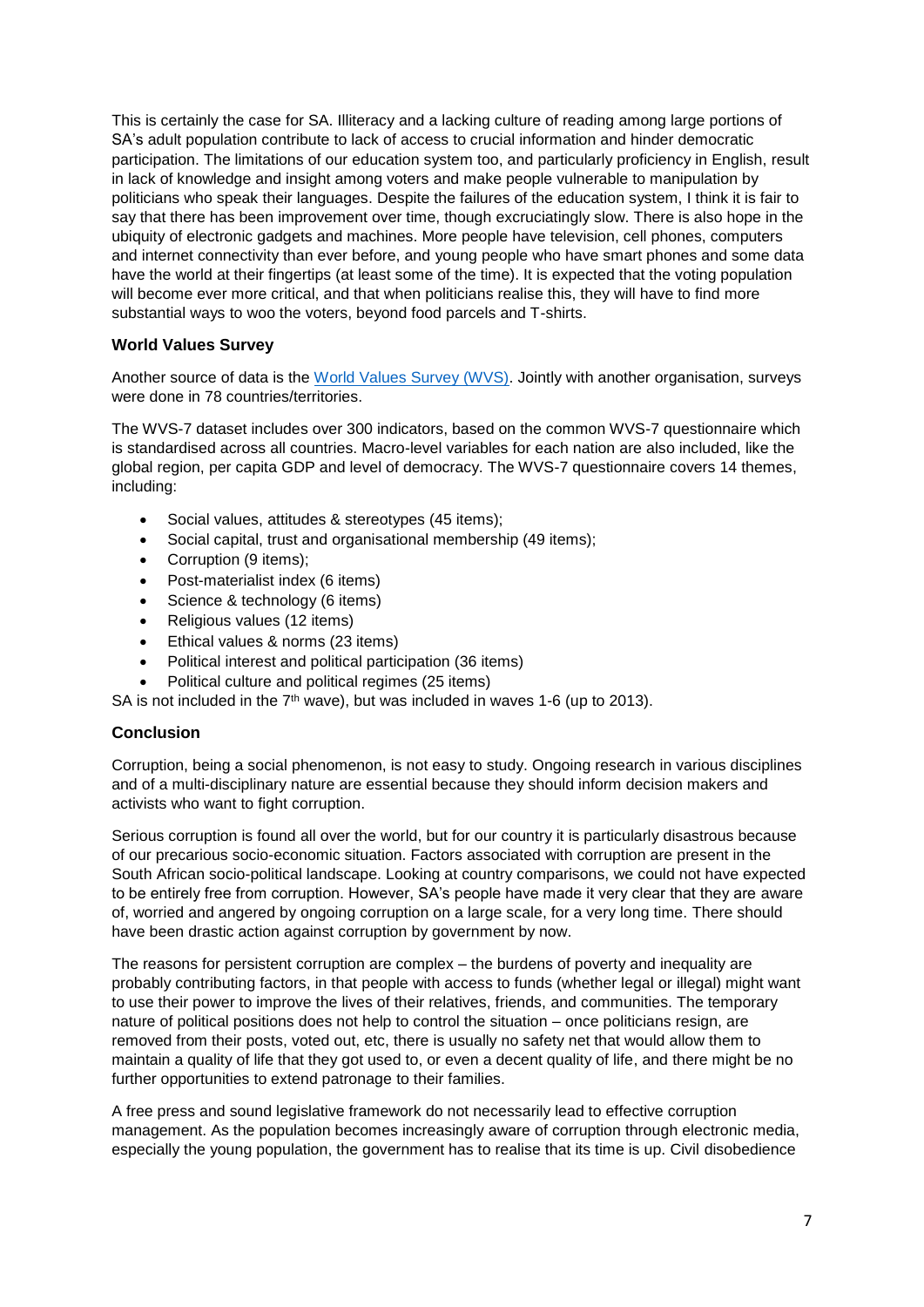This is certainly the case for SA. Illiteracy and a lacking culture of reading among large portions of SA's adult population contribute to lack of access to crucial information and hinder democratic participation. The limitations of our education system too, and particularly proficiency in English, result in lack of knowledge and insight among voters and make people vulnerable to manipulation by politicians who speak their languages. Despite the failures of the education system, I think it is fair to say that there has been improvement over time, though excruciatingly slow. There is also hope in the ubiquity of electronic gadgets and machines. More people have television, cell phones, computers and internet connectivity than ever before, and young people who have smart phones and some data have the world at their fingertips (at least some of the time). It is expected that the voting population will become ever more critical, and that when politicians realise this, they will have to find more substantial ways to woo the voters, beyond food parcels and T-shirts.

### World Values Survey

Another source of data is the [World Values Survey (WVS)](). Jointly with another organisation, surveys were done in 78 countries/territories.

The WVS-7 dataset includes over 300 indicators, based on the common WVS-7 questionnaire which is standardised across all countries. Macro-level variables for each nation are also included, like the global region, per capita GDP and level of democracy. The WVS-7 questionnaire covers 14 themes, including:

- Social values, attitudes & stereotypes (45 items);
- Social capital, trust and organisational membership (49 items);
- Corruption (9 items);
- Post-materialist index (6 items)
- Science & technology (6 items)
- Religious values (12 items)
- Ethical values & norms (23 items)
- Political interest and political participation (36 items)
- Political culture and political regimes (25 items)

SA is not included in the 7th wave), but was included in waves 1-6 (up to 2013).

### Conclusion

Corruption, being a social phenomenon, is not easy to study. Ongoing research in various disciplines and of a multi-disciplinary nature are essential because they should inform decision makers and activists who want to fight corruption.

Serious corruption is found all over the world, but for our country it is particularly disastrous because of our precarious socio-economic situation. Factors associated with corruption are present in the South African socio-political landscape. Looking at country comparisons, we could not have expected to be entirely free from corruption. However, SA's people have made it very clear that they are aware of, worried and angered by ongoing corruption on a large scale, for a very long time. There should have been drastic action against corruption by government by now.

The reasons for persistent corruption are complex – the burdens of poverty and inequality are probably contributing factors, in that people with access to funds (whether legal or illegal) might want to use their power to improve the lives of their relatives, friends, and communities. The temporary nature of political positions does not help to control the situation – once politicians resign, are removed from their posts, voted out, etc, there is usually no safety net that would allow them to maintain a quality of life that they got used to, or even a decent quality of life, and there might be no further opportunities to extend patronage to their families.

A free press and sound legislative framework do not necessarily lead to effective corruption management. As the population becomes increasingly aware of corruption through electronic media, especially the young population, the government has to realise that its time is up. Civil disobedience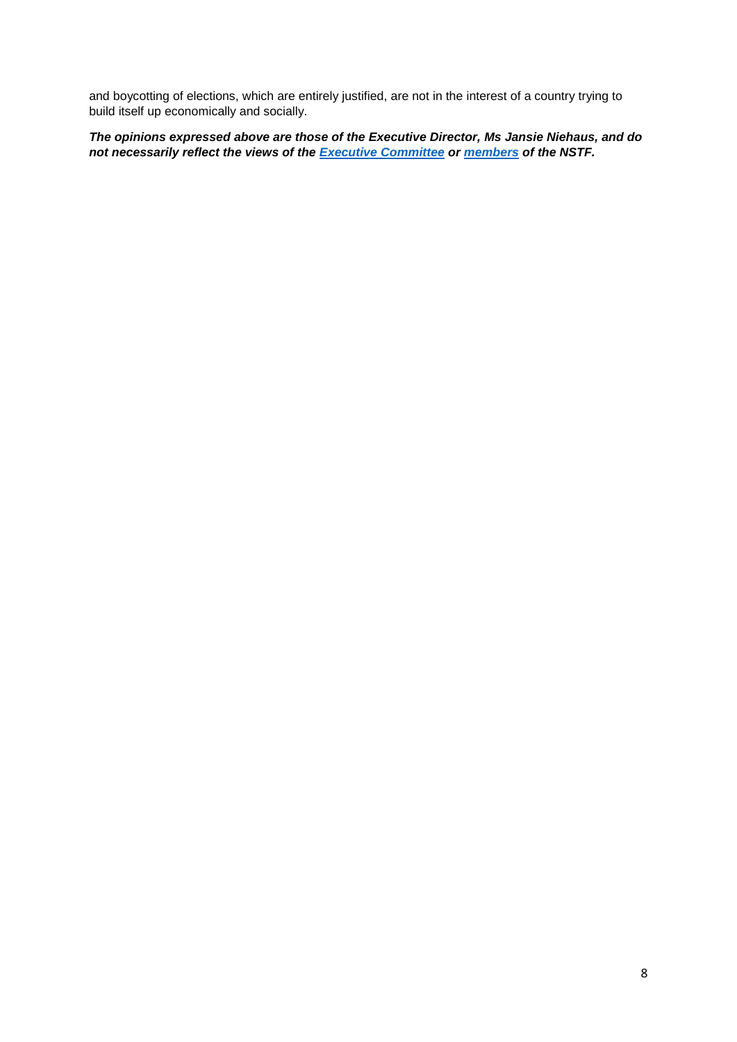and boycotting of elections, which are entirely justified, are not in the interest of a country trying to build itself up economically and socially.

***The opinions expressed above are those of the Executive Director, Ms Jansie Niehaus, and do not necessarily reflect the views of the Executive Committee or members of the NSTF.***